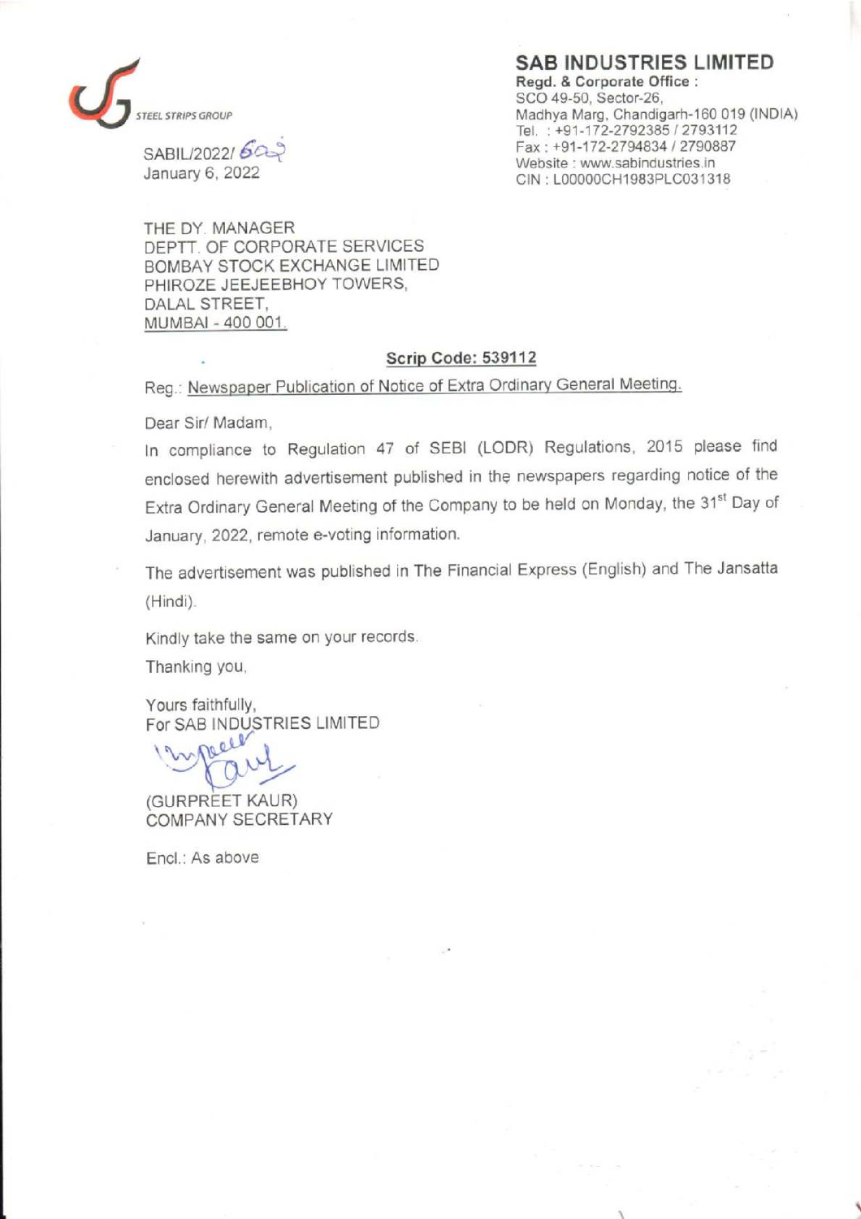STEEL STRIPS GROUP

SABIL/2022/ 609
January 6, 2022

## SAB INDUSTRIES LIMITED

**Regd. & Corporate Office :**
SCO 49-50, Sector-26,
Madhya Marg, Chandigarh-160 019 (INDIA)
Tel. : +91-172-2792385 / 2793112
Fax : +91-172-2794834 / 2790887
Website : www.sabindustries.in
CIN : L00000CH1983PLC031318

THE DY. MANAGER
DEPTT. OF CORPORATE SERVICES
BOMBAY STOCK EXCHANGE LIMITED
PHIROZE JEEJEEBHOY TOWERS,
DALAL STREET,
MUMBAI - 400 001.

**Scrip Code: 539112**

Reg.: Newspaper Publication of Notice of Extra Ordinary General Meeting.

Dear Sir/ Madam,

In compliance to Regulation 47 of SEBI (LODR) Regulations, 2015 please find enclosed herewith advertisement published in the newspapers regarding notice of the Extra Ordinary General Meeting of the Company to be held on Monday, the 31st Day of January, 2022, remote e-voting information.

The advertisement was published in The Financial Express (English) and The Jansatta (Hindi).

Kindly take the same on your records.

Thanking you,

Yours faithfully,
For SAB INDUSTRIES LIMITED

(GURPREET KAUR)
COMPANY SECRETARY

Encl.: As above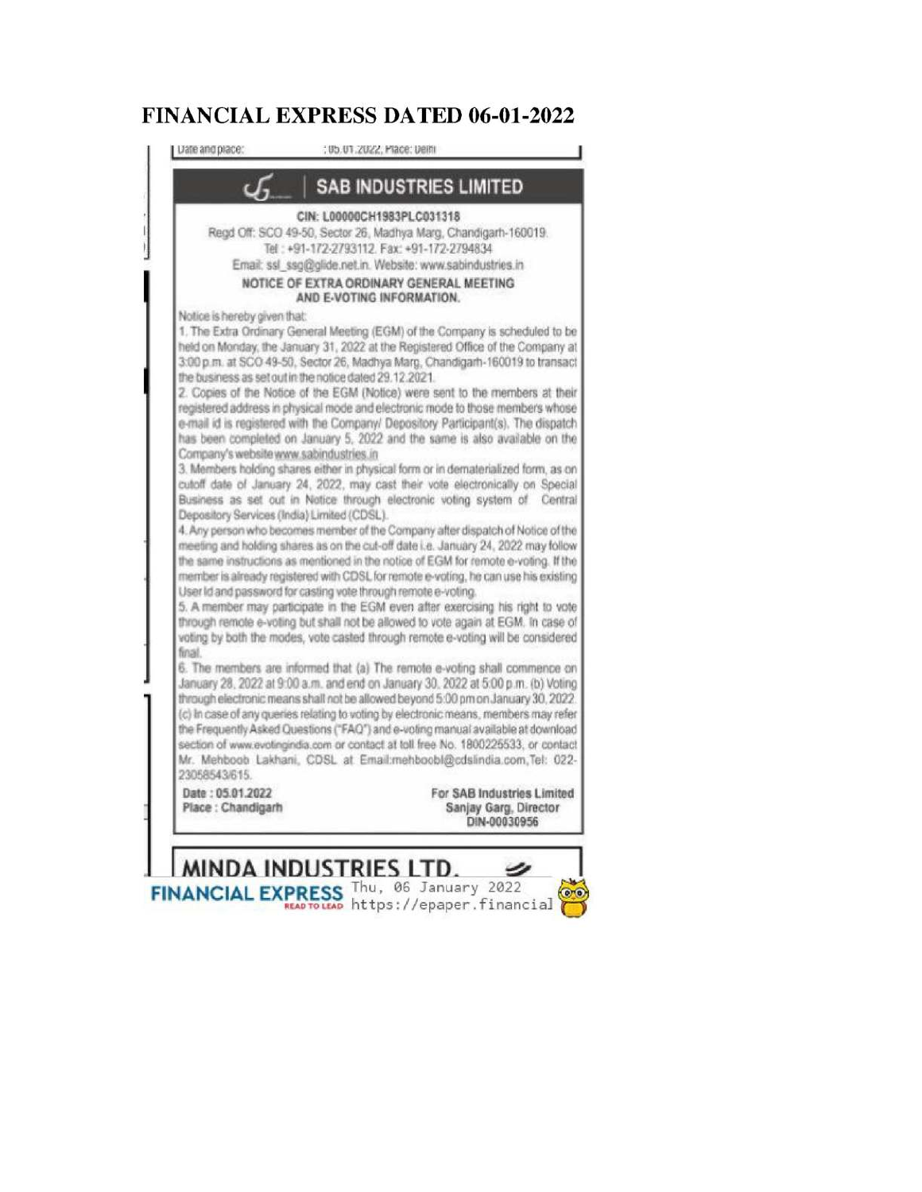# FINANCIAL EXPRESS DATED 06-01-2022

## SAB INDUSTRIES LIMITED

**CIN: L00000CH1983PLC031318**

Regd Off: SCO 49-50, Sector 26, Madhya Marg, Chandigarh-160019.
Tel : +91-172-2793112. Fax: +91-172-2794834
Email: ssl_ssg@glide.net.in. Website: www.sabindustries.in

**NOTICE OF EXTRA ORDINARY GENERAL MEETING AND E-VOTING INFORMATION.**

Notice is hereby given that:

1. The Extra Ordinary General Meeting (EGM) of the Company is scheduled to be held on Monday, the January 31, 2022 at the Registered Office of the Company at 3:00 p.m. at SCO 49-50, Sector 26, Madhya Marg, Chandigarh-160019 to transact the business as set out in the notice dated 29.12.2021.
2. Copies of the Notice of the EGM (Notice) were sent to the members at their registered address in physical mode and electronic mode to those members whose e-mail id is registered with the Company/ Depository Participant(s). The dispatch has been completed on January 5, 2022 and the same is also available on the Company's website www.sabindustries.in
3. Members holding shares either in physical form or in dematerialized form, as on cutoff date of January 24, 2022, may cast their vote electronically on Special Business as set out in Notice through electronic voting system of Central Depository Services (India) Limited (CDSL).
4. Any person who becomes member of the Company after dispatch of Notice of the meeting and holding shares as on the cut-off date i.e. January 24, 2022 may follow the same instructions as mentioned in the notice of EGM for remote e-voting. If the member is already registered with CDSL for remote e-voting, he can use his existing User Id and password for casting vote through remote e-voting.
5. A member may participate in the EGM even after exercising his right to vote through remote e-voting but shall not be allowed to vote again at EGM. In case of voting by both the modes, vote casted through remote e-voting will be considered final.
6. The members are informed that (a) The remote e-voting shall commence on January 28, 2022 at 9:00 a.m. and end on January 30, 2022 at 5:00 p.m. (b) Voting through electronic means shall not be allowed beyond 5:00 pm on January 30, 2022. (c) In case of any queries relating to voting by electronic means, members may refer the Frequently Asked Questions ("FAQ") and e-voting manual available at download section of www.evotingindia.com or contact at toll free No. 1800225533, or contact Mr. Mehboob Lakhani, CDSL at Email:mehboobl@cdslindia.com,Tel: 022-23058543/615.

Date : 05.01.2022
Place : Chandigarh

For SAB Industries Limited
Sanjay Garg, Director
DIN-00030956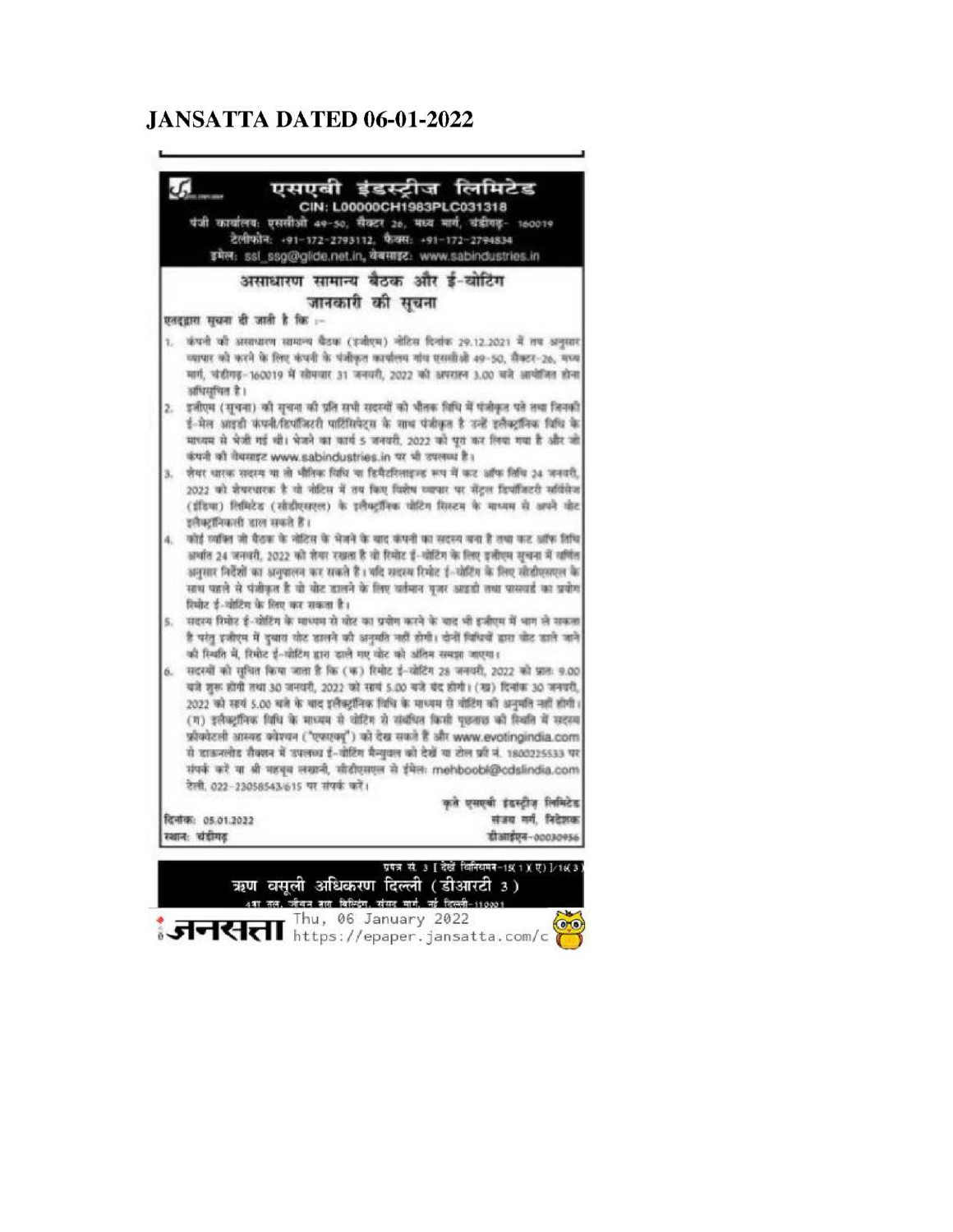# JANSATTA DATED 06-01-2022

## एसएबी इंडस्ट्रीज लिमिटेड

CIN: L00000CH1983PLC031318

पंजी कार्यालय: एससीओ 49-50, सैक्टर 26, मध्य मार्ग, चंडीगढ़- 160019

टेलीफोन: +91-172-2793112, फैक्स: +91-172-2794834

ईमेल: ssl_ssg@glide.net.in, वेबसाइट: www.sabindustries.in

### असाधारण सामान्य बैठक और ई-वोटिंग जानकारी की सूचना

एतद्वारा सूचना दी जाती है कि :-

1. कंपनी की असाधारण सामान्य बैठक (इजीएम) नोटिस दिनांक 29.12.2021 में तय अनुसार व्यापार को करने के लिए कंपनी के पंजीकृत कार्यालय यानि एससीओ 49-50, सैक्टर-26, मध्य मार्ग, चंडीगढ़-160019 में सोमवार 31 जनवरी, 2022 को अपराह्न 3.00 बजे आयोजित होना अधिसूचित है।
2. इजीएम (सूचना) की सूचना की प्रति सभी सदस्यों को भौतिक विधि में पंजीकृत पते तथा जिनकी ई-मेल आइडी कंपनी/डिपॉजिटरी पार्टिसिपेंट्स के साथ पंजीकृत है उन्हें इलैक्ट्रॉनिक विधि के माध्यम से भेजी गई थी। भेजने का कार्य 5 जनवरी, 2022 को पूरा कर लिया गया है और जो कंपनी की वेबसाइट www.sabindustries.in पर भी उपलब्ध है।
3. शेयर धारक सदस्य या तो भौतिक विधि या डिमैटेरिलाइज्ड रूप में कट ऑफ तिथि 24 जनवरी, 2022 को शेयरधारक है वो नोटिस में तय किए विशेष व्यापार पर सेंट्रल डिपॉजिटरी सर्विसेस (इंडिया) लिमिटेड (सीडीएसएल) के इलैक्ट्रॉनिक वोटिंग सिस्टम के माध्यम से अपने वोट इलैक्ट्रॉनिकली डाल सकते हैं।
4. कोई व्यक्ति जो बैठक के नोटिस के भेजने के बाद कंपनी का सदस्य बना है तथा कट ऑफ तिथि अर्थात 24 जनवरी, 2022 को शेयर रखता है वो रिमोट ई-वोटिंग के लिए इजीएम सूचना में वर्णित अनुसार निर्देशों का अनुपालन कर सकते है। यदि सदस्य रिमोट ई-वोटिंग के लिए सीडीएसएल के साथ पहले से पंजीकृत है तो वोट डालने के लिए वर्तमान यूजर आइडी तथा पासवर्ड का प्रयोग रिमोट ई-वोटिंग के लिए कर सकता है।
5. सदस्य रिमोट ई-वोटिंग के माध्यम से वोट का प्रयोग करने के बाद भी इजीएम में भाग ले सकता है परंतु इजीएम में दुबारा वोट डालने की अनुमति नहीं होगी। दोनों विधियों द्वारा वोट डाले जाने की स्थिति में, रिमोट ई-वोटिंग द्वारा डाले गए वोट को अंतिम समझा जाएगा।
6. सदस्यों को सूचित किया जाता है कि (क) रिमोट ई-वोटिंग 28 जनवरी, 2022 को प्रातः 9.00 बजे शुरू होगी तथा 30 जनवरी, 2022 को सायं 5.00 बजे बंद होगी। (ख) दिनांक 30 जनवरी, 2022 को सायं 5.00 बजे के बाद इलैक्ट्रॉनिक विधि के माध्यम से वोटिंग की अनुमति नहीं होगी। (ग) इलैक्ट्रॉनिक विधि के माध्यम से वोटिंग से संबंधित किसी पूछताछ की स्थिति में सदस्य फ्रीक्वेंटली आस्क्ड क्वेश्चन ("एफएक्यू") को देख सकते हैं और www.evotingindia.com से डाउनलोड सैक्शन में उपलब्ध ई-वोटिंग मैन्युअल को देखें या टोल फ्री नं. 1800225533 पर संपर्क करें या श्री महबूब लखानी, सीडीएसएल से ईमेल: mehboobl@cdslindia.com टेली. 022-23058543/615 पर संपर्क करें।

कृते एसएबी इंडस्ट्रीज लिमिटेड

संजय गर्ग, निदेशक

डीआईएन-00030956

दिनांक: 05.01.2022

स्थान: चंडीगढ़